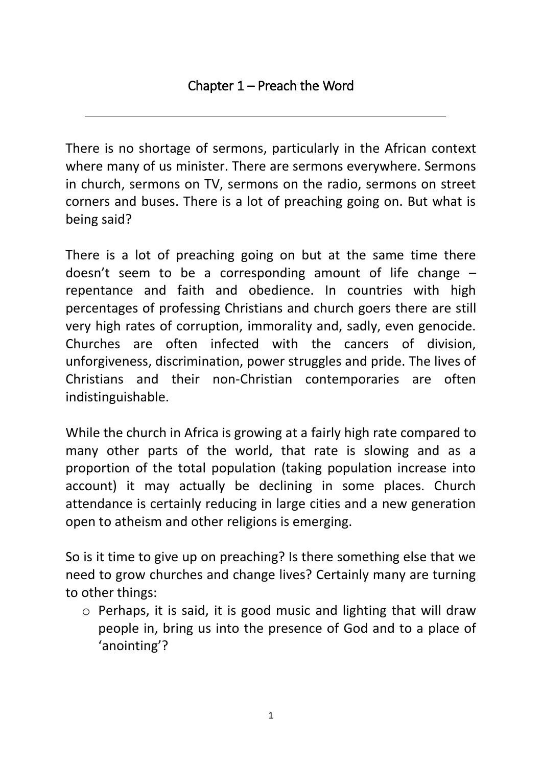# Chapter 1 – Preach the Word

---

There is no shortage of sermons, particularly in the African context where many of us minister. There are sermons everywhere. Sermons in church, sermons on TV, sermons on the radio, sermons on street corners and buses. There is a lot of preaching going on. But what is being said?

There is a lot of preaching going on but at the same time there doesn't seem to be a corresponding amount of life change – repentance and faith and obedience. In countries with high percentages of professing Christians and church goers there are still very high rates of corruption, immorality and, sadly, even genocide. Churches are often infected with the cancers of division, unforgiveness, discrimination, power struggles and pride. The lives of Christians and their non-Christian contemporaries are often indistinguishable.

While the church in Africa is growing at a fairly high rate compared to many other parts of the world, that rate is slowing and as a proportion of the total population (taking population increase into account) it may actually be declining in some places. Church attendance is certainly reducing in large cities and a new generation open to atheism and other religions is emerging.

So is it time to give up on preaching? Is there something else that we need to grow churches and change lives? Certainly many are turning to other things:

- Perhaps, it is said, it is good music and lighting that will draw people in, bring us into the presence of God and to a place of 'anointing'?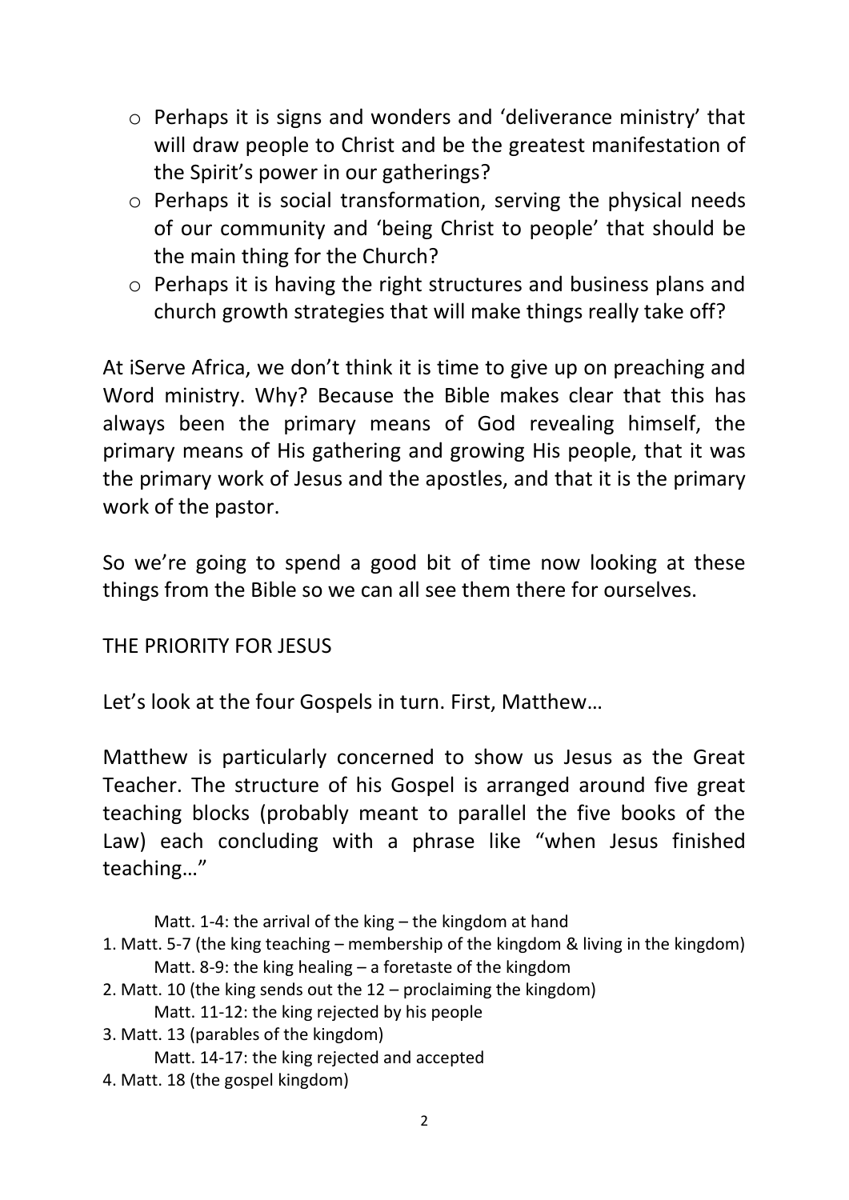- Perhaps it is signs and wonders and 'deliverance ministry' that will draw people to Christ and be the greatest manifestation of the Spirit's power in our gatherings?
- Perhaps it is social transformation, serving the physical needs of our community and 'being Christ to people' that should be the main thing for the Church?
- Perhaps it is having the right structures and business plans and church growth strategies that will make things really take off?

At iServe Africa, we don't think it is time to give up on preaching and Word ministry. Why? Because the Bible makes clear that this has always been the primary means of God revealing himself, the primary means of His gathering and growing His people, that it was the primary work of Jesus and the apostles, and that it is the primary work of the pastor.

So we're going to spend a good bit of time now looking at these things from the Bible so we can all see them there for ourselves.

## THE PRIORITY FOR JESUS

Let's look at the four Gospels in turn. First, Matthew…

Matthew is particularly concerned to show us Jesus as the Great Teacher. The structure of his Gospel is arranged around five great teaching blocks (probably meant to parallel the five books of the Law) each concluding with a phrase like "when Jesus finished teaching…"

Matt. 1-4: the arrival of the king – the kingdom at hand

1. Matt. 5-7 (the king teaching – membership of the kingdom & living in the kingdom)

   Matt. 8-9: the king healing – a foretaste of the kingdom

2. Matt. 10 (the king sends out the 12 – proclaiming the kingdom)

   Matt. 11-12: the king rejected by his people

3. Matt. 13 (parables of the kingdom)

   Matt. 14-17: the king rejected and accepted

4. Matt. 18 (the gospel kingdom)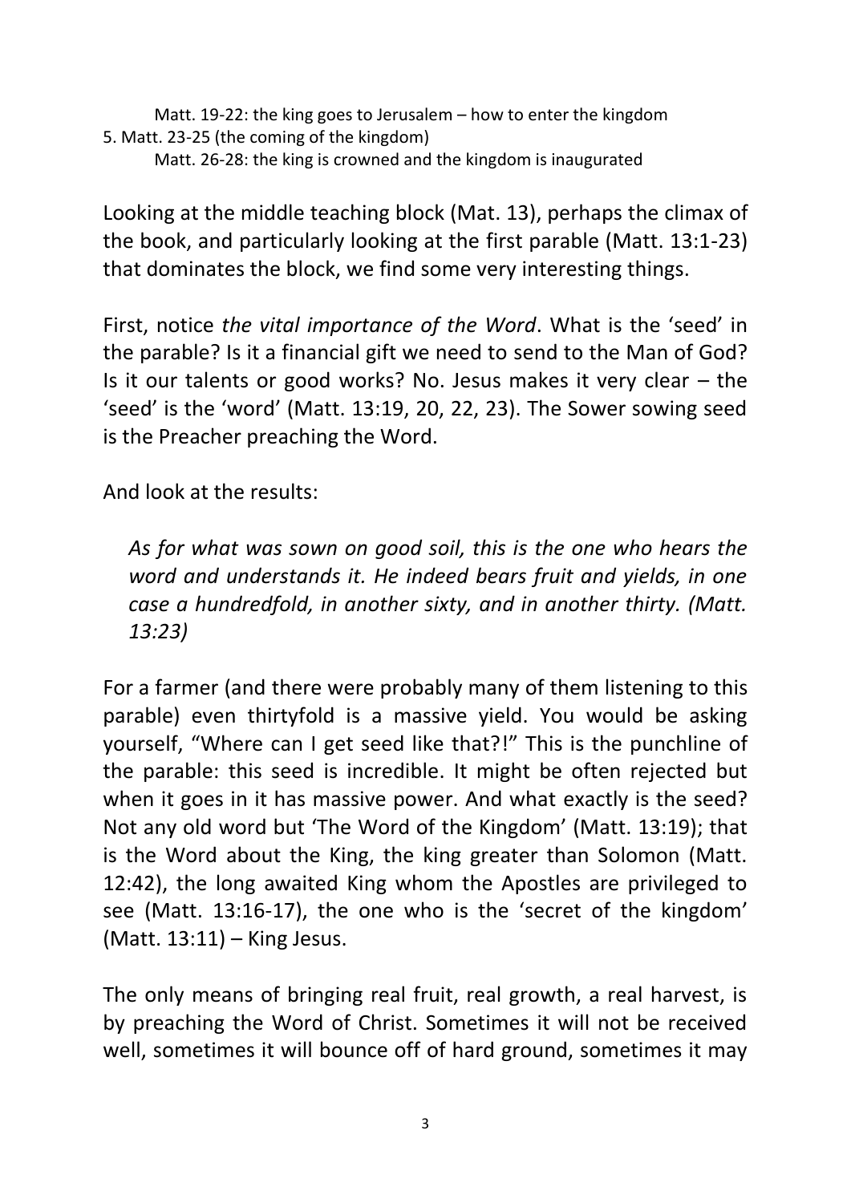Matt. 19-22: the king goes to Jerusalem – how to enter the kingdom

5. Matt. 23-25 (the coming of the kingdom)

Matt. 26-28: the king is crowned and the kingdom is inaugurated

Looking at the middle teaching block (Mat. 13), perhaps the climax of the book, and particularly looking at the first parable (Matt. 13:1-23) that dominates the block, we find some very interesting things.

First, notice *the vital importance of the Word*. What is the 'seed' in the parable? Is it a financial gift we need to send to the Man of God? Is it our talents or good works? No. Jesus makes it very clear – the 'seed' is the 'word' (Matt. 13:19, 20, 22, 23). The Sower sowing seed is the Preacher preaching the Word.

And look at the results:

> *As for what was sown on good soil, this is the one who hears the word and understands it. He indeed bears fruit and yields, in one case a hundredfold, in another sixty, and in another thirty. (Matt. 13:23)*

For a farmer (and there were probably many of them listening to this parable) even thirtyfold is a massive yield. You would be asking yourself, "Where can I get seed like that?!" This is the punchline of the parable: this seed is incredible. It might be often rejected but when it goes in it has massive power. And what exactly is the seed? Not any old word but 'The Word of the Kingdom' (Matt. 13:19); that is the Word about the King, the king greater than Solomon (Matt. 12:42), the long awaited King whom the Apostles are privileged to see (Matt. 13:16-17), the one who is the 'secret of the kingdom' (Matt. 13:11) – King Jesus.

The only means of bringing real fruit, real growth, a real harvest, is by preaching the Word of Christ. Sometimes it will not be received well, sometimes it will bounce off of hard ground, sometimes it may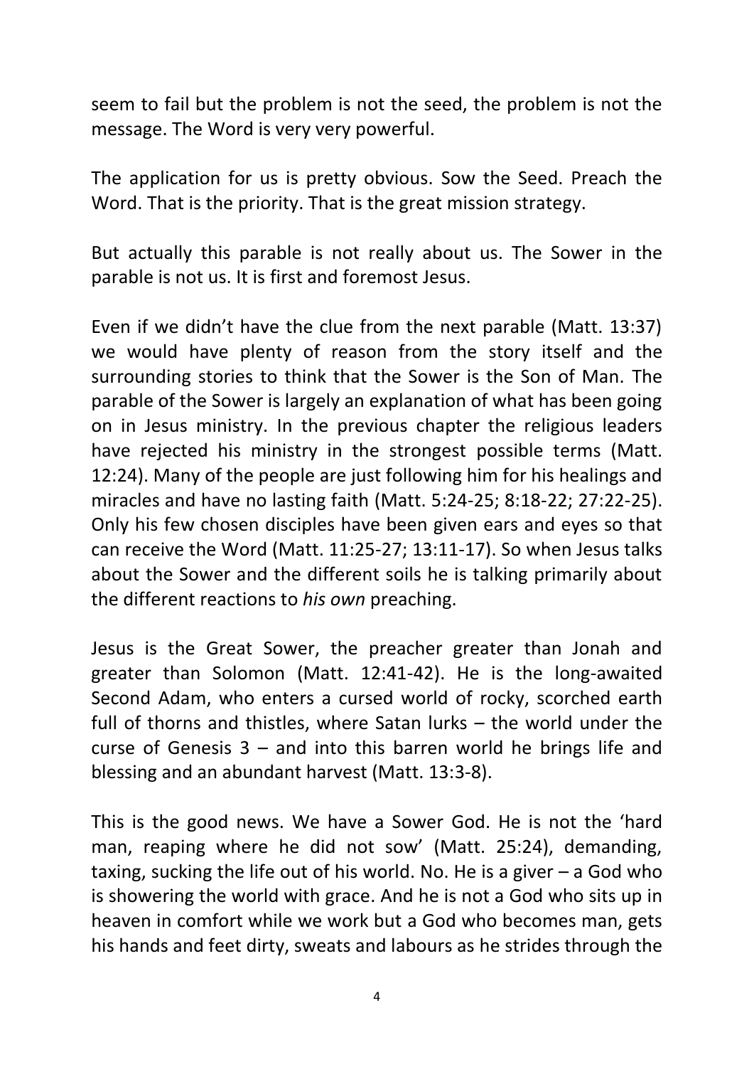seem to fail but the problem is not the seed, the problem is not the message. The Word is very very powerful.

The application for us is pretty obvious. Sow the Seed. Preach the Word. That is the priority. That is the great mission strategy.

But actually this parable is not really about us. The Sower in the parable is not us. It is first and foremost Jesus.

Even if we didn't have the clue from the next parable (Matt. 13:37) we would have plenty of reason from the story itself and the surrounding stories to think that the Sower is the Son of Man. The parable of the Sower is largely an explanation of what has been going on in Jesus ministry. In the previous chapter the religious leaders have rejected his ministry in the strongest possible terms (Matt. 12:24). Many of the people are just following him for his healings and miracles and have no lasting faith (Matt. 5:24-25; 8:18-22; 27:22-25). Only his few chosen disciples have been given ears and eyes so that can receive the Word (Matt. 11:25-27; 13:11-17). So when Jesus talks about the Sower and the different soils he is talking primarily about the different reactions to *his own* preaching.

Jesus is the Great Sower, the preacher greater than Jonah and greater than Solomon (Matt. 12:41-42). He is the long-awaited Second Adam, who enters a cursed world of rocky, scorched earth full of thorns and thistles, where Satan lurks – the world under the curse of Genesis 3 – and into this barren world he brings life and blessing and an abundant harvest (Matt. 13:3-8).

This is the good news. We have a Sower God. He is not the 'hard man, reaping where he did not sow' (Matt. 25:24), demanding, taxing, sucking the life out of his world. No. He is a giver – a God who is showering the world with grace. And he is not a God who sits up in heaven in comfort while we work but a God who becomes man, gets his hands and feet dirty, sweats and labours as he strides through the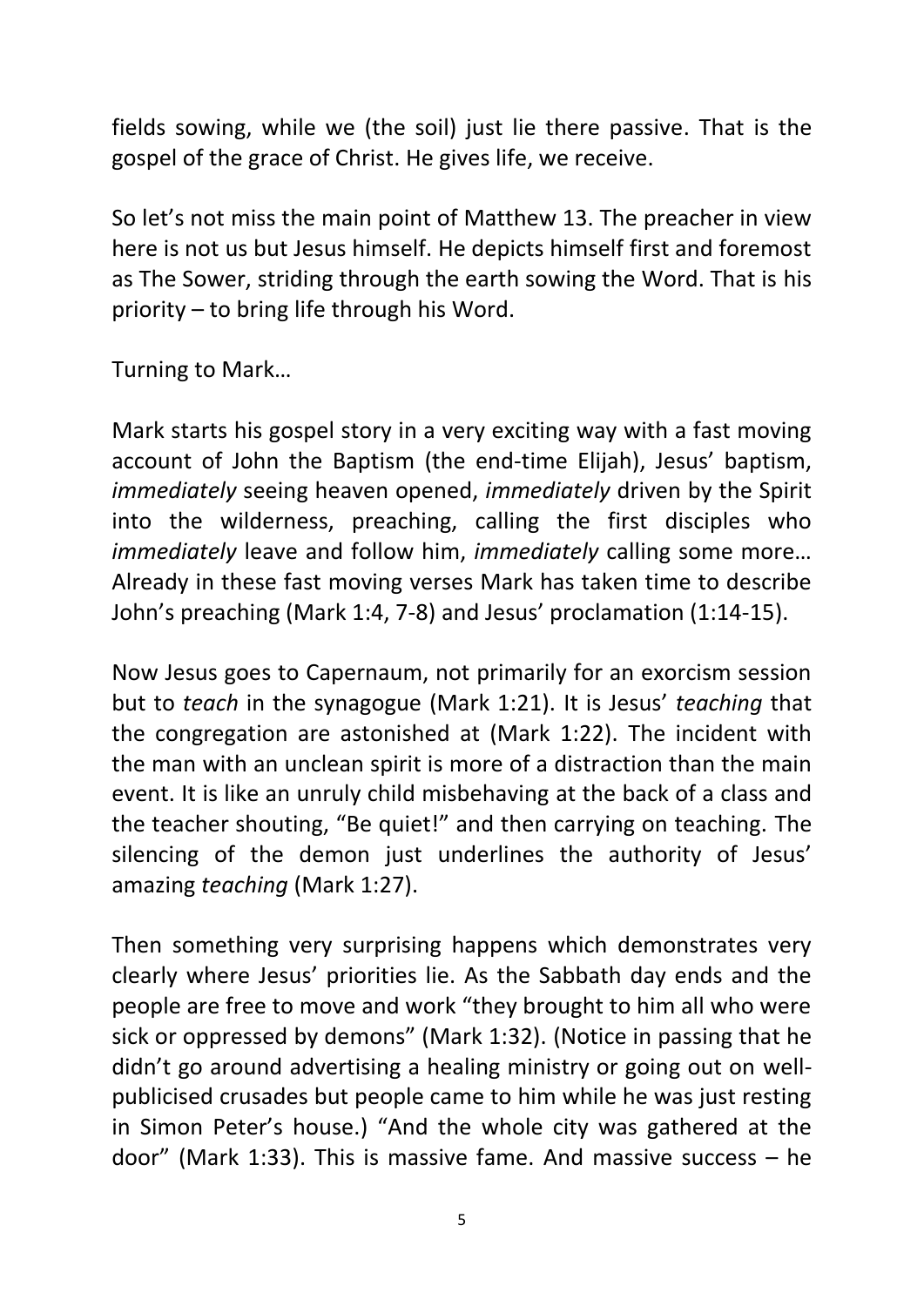fields sowing, while we (the soil) just lie there passive. That is the gospel of the grace of Christ. He gives life, we receive.

So let's not miss the main point of Matthew 13. The preacher in view here is not us but Jesus himself. He depicts himself first and foremost as The Sower, striding through the earth sowing the Word. That is his priority – to bring life through his Word.

Turning to Mark…

Mark starts his gospel story in a very exciting way with a fast moving account of John the Baptism (the end-time Elijah), Jesus' baptism, *immediately* seeing heaven opened, *immediately* driven by the Spirit into the wilderness, preaching, calling the first disciples who *immediately* leave and follow him, *immediately* calling some more… Already in these fast moving verses Mark has taken time to describe John's preaching (Mark 1:4, 7-8) and Jesus' proclamation (1:14-15).

Now Jesus goes to Capernaum, not primarily for an exorcism session but to *teach* in the synagogue (Mark 1:21). It is Jesus' *teaching* that the congregation are astonished at (Mark 1:22). The incident with the man with an unclean spirit is more of a distraction than the main event. It is like an unruly child misbehaving at the back of a class and the teacher shouting, "Be quiet!" and then carrying on teaching. The silencing of the demon just underlines the authority of Jesus' amazing *teaching* (Mark 1:27).

Then something very surprising happens which demonstrates very clearly where Jesus' priorities lie. As the Sabbath day ends and the people are free to move and work "they brought to him all who were sick or oppressed by demons" (Mark 1:32). (Notice in passing that he didn't go around advertising a healing ministry or going out on well-publicised crusades but people came to him while he was just resting in Simon Peter's house.) "And the whole city was gathered at the door" (Mark 1:33). This is massive fame. And massive success – he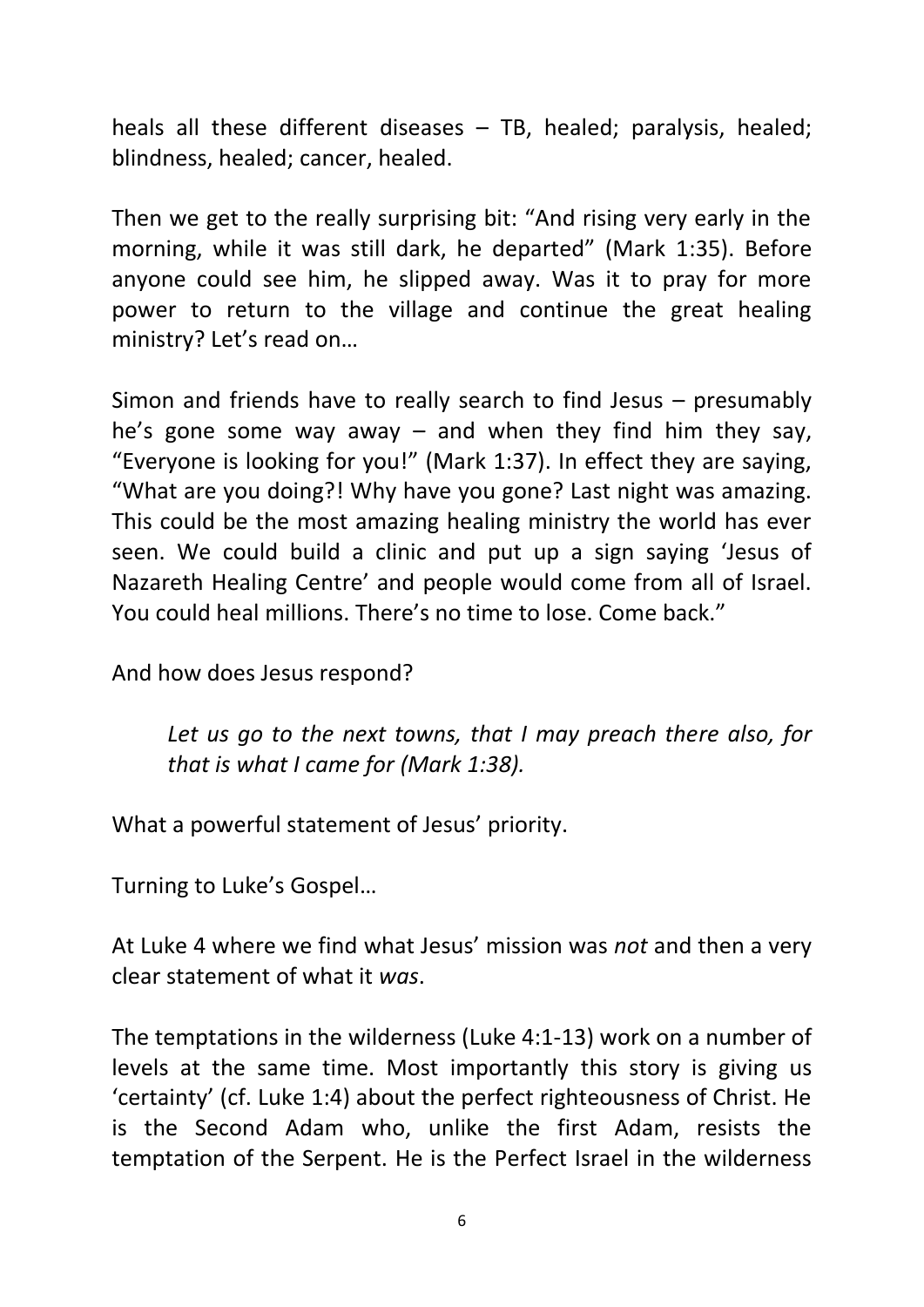heals all these different diseases – TB, healed; paralysis, healed; blindness, healed; cancer, healed.

Then we get to the really surprising bit: "And rising very early in the morning, while it was still dark, he departed" (Mark 1:35). Before anyone could see him, he slipped away. Was it to pray for more power to return to the village and continue the great healing ministry? Let's read on…

Simon and friends have to really search to find Jesus – presumably he's gone some way away – and when they find him they say, "Everyone is looking for you!" (Mark 1:37). In effect they are saying, "What are you doing?! Why have you gone? Last night was amazing. This could be the most amazing healing ministry the world has ever seen. We could build a clinic and put up a sign saying 'Jesus of Nazareth Healing Centre' and people would come from all of Israel. You could heal millions. There's no time to lose. Come back."

And how does Jesus respond?

> *Let us go to the next towns, that I may preach there also, for that is what I came for (Mark 1:38).*

What a powerful statement of Jesus' priority.

Turning to Luke's Gospel…

At Luke 4 where we find what Jesus' mission was *not* and then a very clear statement of what it *was*.

The temptations in the wilderness (Luke 4:1-13) work on a number of levels at the same time. Most importantly this story is giving us 'certainty' (cf. Luke 1:4) about the perfect righteousness of Christ. He is the Second Adam who, unlike the first Adam, resists the temptation of the Serpent. He is the Perfect Israel in the wilderness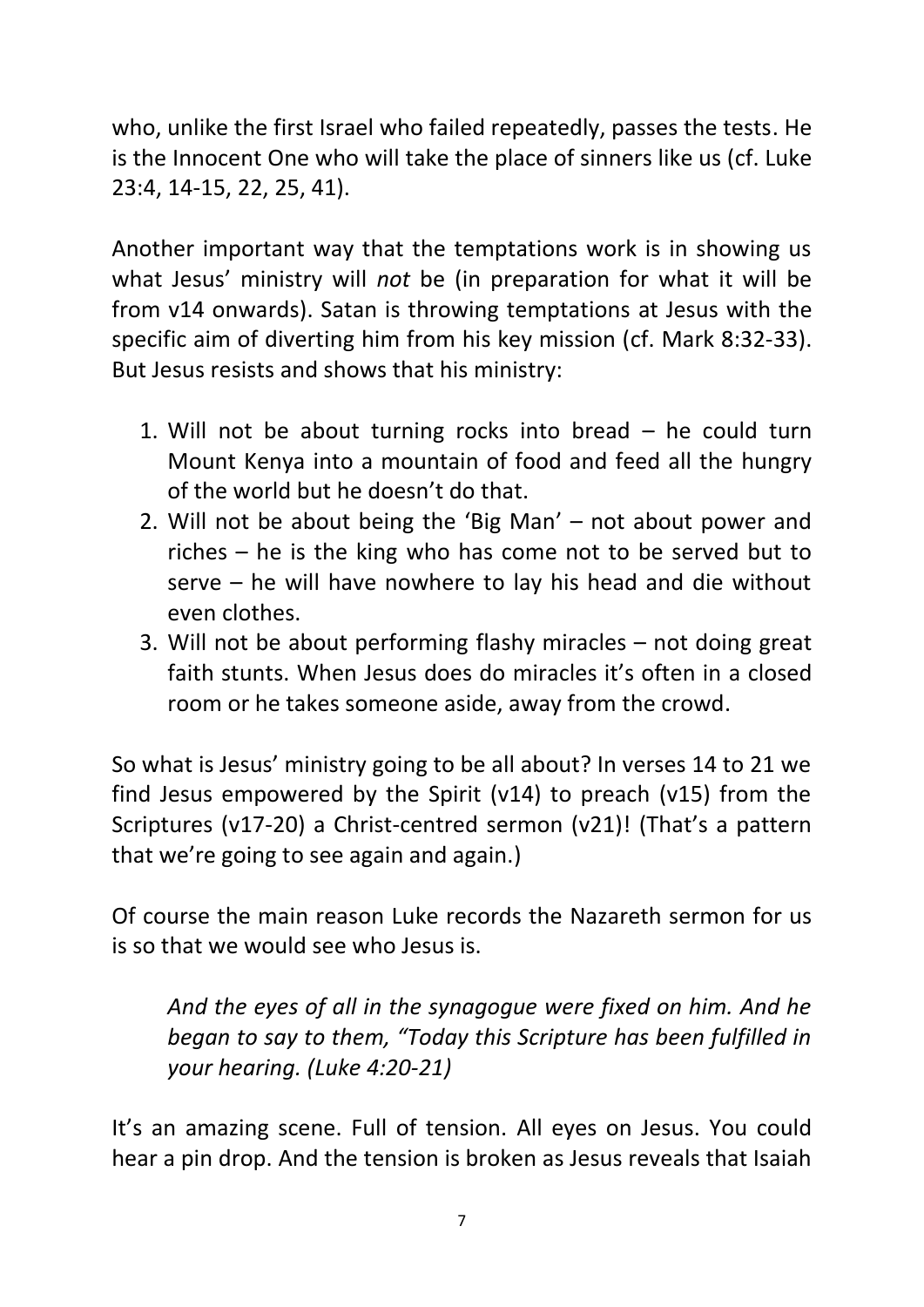who, unlike the first Israel who failed repeatedly, passes the tests. He is the Innocent One who will take the place of sinners like us (cf. Luke 23:4, 14-15, 22, 25, 41).

Another important way that the temptations work is in showing us what Jesus' ministry will *not* be (in preparation for what it will be from v14 onwards). Satan is throwing temptations at Jesus with the specific aim of diverting him from his key mission (cf. Mark 8:32-33). But Jesus resists and shows that his ministry:

1. Will not be about turning rocks into bread – he could turn Mount Kenya into a mountain of food and feed all the hungry of the world but he doesn't do that.
2. Will not be about being the 'Big Man' – not about power and riches – he is the king who has come not to be served but to serve – he will have nowhere to lay his head and die without even clothes.
3. Will not be about performing flashy miracles – not doing great faith stunts. When Jesus does do miracles it's often in a closed room or he takes someone aside, away from the crowd.

So what is Jesus' ministry going to be all about? In verses 14 to 21 we find Jesus empowered by the Spirit (v14) to preach (v15) from the Scriptures (v17-20) a Christ-centred sermon (v21)! (That's a pattern that we're going to see again and again.)

Of course the main reason Luke records the Nazareth sermon for us is so that we would see who Jesus is.

> *And the eyes of all in the synagogue were fixed on him. And he began to say to them, "Today this Scripture has been fulfilled in your hearing. (Luke 4:20-21)*

It's an amazing scene. Full of tension. All eyes on Jesus. You could hear a pin drop. And the tension is broken as Jesus reveals that Isaiah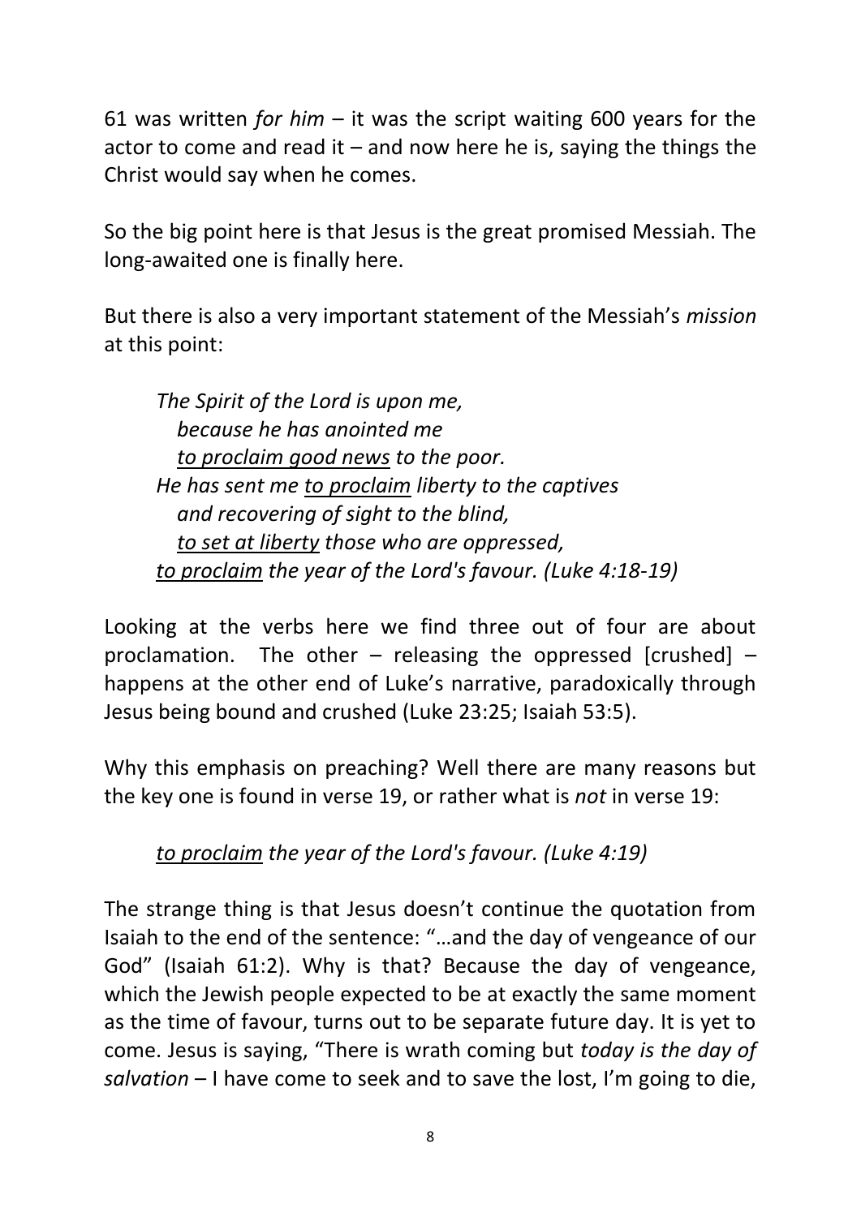61 was written *for him* – it was the script waiting 600 years for the actor to come and read it – and now here he is, saying the things the Christ would say when he comes.

So the big point here is that Jesus is the great promised Messiah. The long-awaited one is finally here.

But there is also a very important statement of the Messiah's *mission* at this point:

> *The Spirit of the Lord is upon me,*
> *because he has anointed me*
> *<u>to proclaim good news</u> to the poor.*
> *He has sent me <u>to proclaim</u> liberty to the captives*
> *and recovering of sight to the blind,*
> *<u>to set at liberty</u> those who are oppressed,*
> *<u>to proclaim</u> the year of the Lord's favour. (Luke 4:18-19)*

Looking at the verbs here we find three out of four are about proclamation. The other – releasing the oppressed [crushed] – happens at the other end of Luke's narrative, paradoxically through Jesus being bound and crushed (Luke 23:25; Isaiah 53:5).

Why this emphasis on preaching? Well there are many reasons but the key one is found in verse 19, or rather what is *not* in verse 19:

> *<u>to proclaim</u> the year of the Lord's favour. (Luke 4:19)*

The strange thing is that Jesus doesn't continue the quotation from Isaiah to the end of the sentence: "…and the day of vengeance of our God" (Isaiah 61:2). Why is that? Because the day of vengeance, which the Jewish people expected to be at exactly the same moment as the time of favour, turns out to be separate future day. It is yet to come. Jesus is saying, "There is wrath coming but *today is the day of salvation* – I have come to seek and to save the lost, I'm going to die,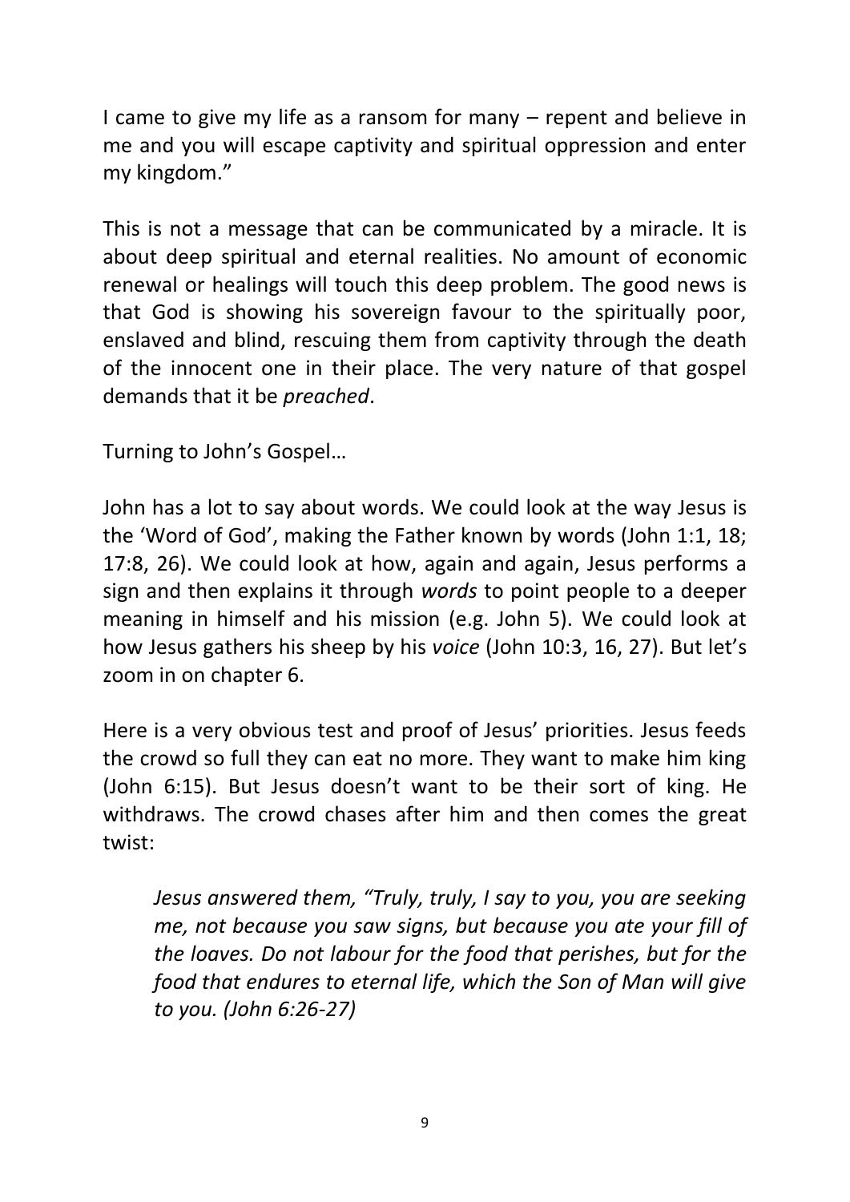I came to give my life as a ransom for many – repent and believe in me and you will escape captivity and spiritual oppression and enter my kingdom."

This is not a message that can be communicated by a miracle. It is about deep spiritual and eternal realities. No amount of economic renewal or healings will touch this deep problem. The good news is that God is showing his sovereign favour to the spiritually poor, enslaved and blind, rescuing them from captivity through the death of the innocent one in their place. The very nature of that gospel demands that it be *preached*.

Turning to John's Gospel…

John has a lot to say about words. We could look at the way Jesus is the 'Word of God', making the Father known by words (John 1:1, 18; 17:8, 26). We could look at how, again and again, Jesus performs a sign and then explains it through *words* to point people to a deeper meaning in himself and his mission (e.g. John 5). We could look at how Jesus gathers his sheep by his *voice* (John 10:3, 16, 27). But let's zoom in on chapter 6.

Here is a very obvious test and proof of Jesus' priorities. Jesus feeds the crowd so full they can eat no more. They want to make him king (John 6:15). But Jesus doesn't want to be their sort of king. He withdraws. The crowd chases after him and then comes the great twist:

> *Jesus answered them, "Truly, truly, I say to you, you are seeking me, not because you saw signs, but because you ate your fill of the loaves. Do not labour for the food that perishes, but for the food that endures to eternal life, which the Son of Man will give to you. (John 6:26-27)*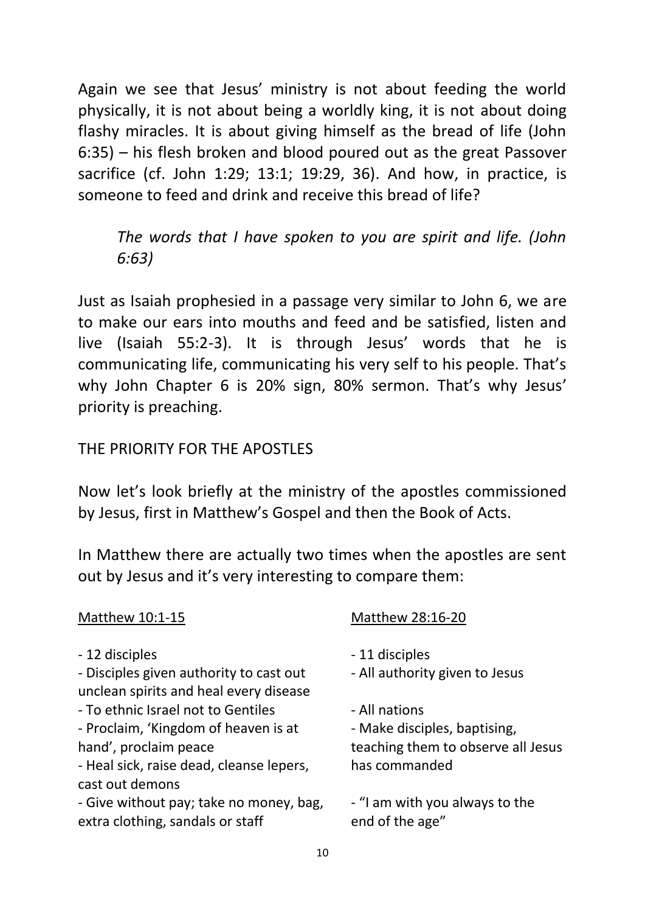Again we see that Jesus' ministry is not about feeding the world physically, it is not about being a worldly king, it is not about doing flashy miracles. It is about giving himself as the bread of life (John 6:35) – his flesh broken and blood poured out as the great Passover sacrifice (cf. John 1:29; 13:1; 19:29, 36). And how, in practice, is someone to feed and drink and receive this bread of life?

> *The words that I have spoken to you are spirit and life. (John 6:63)*

Just as Isaiah prophesied in a passage very similar to John 6, we are to make our ears into mouths and feed and be satisfied, listen and live (Isaiah 55:2-3). It is through Jesus' words that he is communicating life, communicating his very self to his people. That's why John Chapter 6 is 20% sign, 80% sermon. That's why Jesus' priority is preaching.

## THE PRIORITY FOR THE APOSTLES

Now let's look briefly at the ministry of the apostles commissioned by Jesus, first in Matthew's Gospel and then the Book of Acts.

In Matthew there are actually two times when the apostles are sent out by Jesus and it's very interesting to compare them:

| Matthew 10:1-15 | Matthew 28:16-20 |
| --- | --- |
| - 12 disciples | - 11 disciples |
| - Disciples given authority to cast out unclean spirits and heal every disease | - All authority given to Jesus |
| - To ethnic Israel not to Gentiles | - All nations |
| - Proclaim, 'Kingdom of heaven is at hand', proclaim peace | - Make disciples, baptising, teaching them to observe all Jesus has commanded |
| - Heal sick, raise dead, cleanse lepers, cast out demons | |
| - Give without pay; take no money, bag, extra clothing, sandals or staff | - "I am with you always to the end of the age" |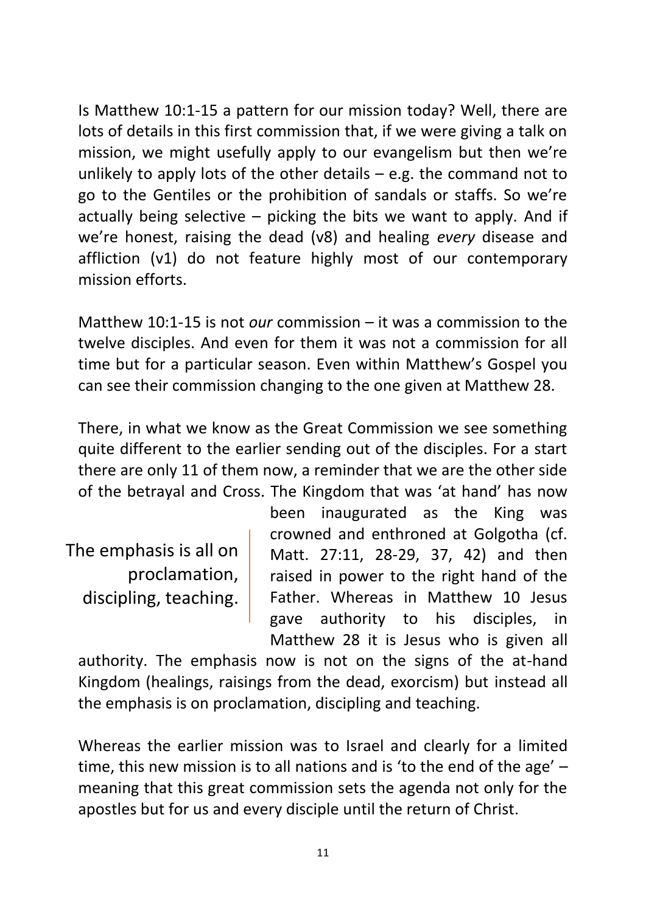Is Matthew 10:1-15 a pattern for our mission today? Well, there are lots of details in this first commission that, if we were giving a talk on mission, we might usefully apply to our evangelism but then we're unlikely to apply lots of the other details – e.g. the command not to go to the Gentiles or the prohibition of sandals or staffs. So we're actually being selective – picking the bits we want to apply. And if we're honest, raising the dead (v8) and healing *every* disease and affliction (v1) do not feature highly most of our contemporary mission efforts.

Matthew 10:1-15 is not *our* commission – it was a commission to the twelve disciples. And even for them it was not a commission for all time but for a particular season. Even within Matthew's Gospel you can see their commission changing to the one given at Matthew 28.

There, in what we know as the Great Commission we see something quite different to the earlier sending out of the disciples. For a start there are only 11 of them now, a reminder that we are the other side of the betrayal and Cross. The Kingdom that was 'at hand' has now been inaugurated as the King was crowned and enthroned at Golgotha (cf. Matt. 27:11, 28-29, 37, 42) and then raised in power to the right hand of the Father. Whereas in Matthew 10 Jesus gave authority to his disciples, in Matthew 28 it is Jesus who is given all authority. The emphasis now is not on the signs of the at-hand Kingdom (healings, raisings from the dead, exorcism) but instead all the emphasis is on proclamation, discipling and teaching.

> The emphasis is all on proclamation, discipling, teaching.

Whereas the earlier mission was to Israel and clearly for a limited time, this new mission is to all nations and is 'to the end of the age' – meaning that this great commission sets the agenda not only for the apostles but for us and every disciple until the return of Christ.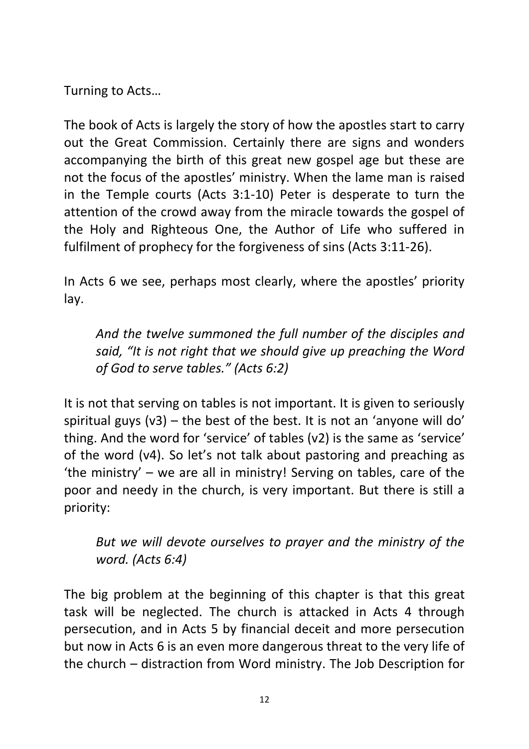Turning to Acts…

The book of Acts is largely the story of how the apostles start to carry out the Great Commission. Certainly there are signs and wonders accompanying the birth of this great new gospel age but these are not the focus of the apostles' ministry. When the lame man is raised in the Temple courts (Acts 3:1-10) Peter is desperate to turn the attention of the crowd away from the miracle towards the gospel of the Holy and Righteous One, the Author of Life who suffered in fulfilment of prophecy for the forgiveness of sins (Acts 3:11-26).

In Acts 6 we see, perhaps most clearly, where the apostles' priority lay.

> *And the twelve summoned the full number of the disciples and said, "It is not right that we should give up preaching the Word of God to serve tables." (Acts 6:2)*

It is not that serving on tables is not important. It is given to seriously spiritual guys (v3) – the best of the best. It is not an 'anyone will do' thing. And the word for 'service' of tables (v2) is the same as 'service' of the word (v4). So let's not talk about pastoring and preaching as 'the ministry' – we are all in ministry! Serving on tables, care of the poor and needy in the church, is very important. But there is still a priority:

> *But we will devote ourselves to prayer and the ministry of the word. (Acts 6:4)*

The big problem at the beginning of this chapter is that this great task will be neglected. The church is attacked in Acts 4 through persecution, and in Acts 5 by financial deceit and more persecution but now in Acts 6 is an even more dangerous threat to the very life of the church – distraction from Word ministry. The Job Description for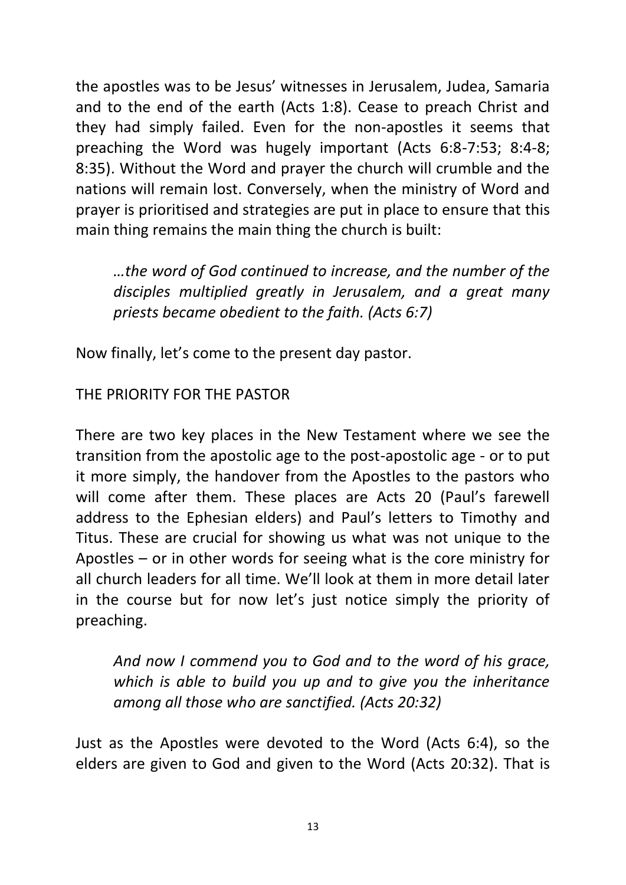the apostles was to be Jesus' witnesses in Jerusalem, Judea, Samaria and to the end of the earth (Acts 1:8). Cease to preach Christ and they had simply failed. Even for the non-apostles it seems that preaching the Word was hugely important (Acts 6:8-7:53; 8:4-8; 8:35). Without the Word and prayer the church will crumble and the nations will remain lost. Conversely, when the ministry of Word and prayer is prioritised and strategies are put in place to ensure that this main thing remains the main thing the church is built:

> *…the word of God continued to increase, and the number of the disciples multiplied greatly in Jerusalem, and a great many priests became obedient to the faith. (Acts 6:7)*

Now finally, let's come to the present day pastor.

## THE PRIORITY FOR THE PASTOR

There are two key places in the New Testament where we see the transition from the apostolic age to the post-apostolic age - or to put it more simply, the handover from the Apostles to the pastors who will come after them. These places are Acts 20 (Paul's farewell address to the Ephesian elders) and Paul's letters to Timothy and Titus. These are crucial for showing us what was not unique to the Apostles – or in other words for seeing what is the core ministry for all church leaders for all time. We'll look at them in more detail later in the course but for now let's just notice simply the priority of preaching.

> *And now I commend you to God and to the word of his grace, which is able to build you up and to give you the inheritance among all those who are sanctified. (Acts 20:32)*

Just as the Apostles were devoted to the Word (Acts 6:4), so the elders are given to God and given to the Word (Acts 20:32). That is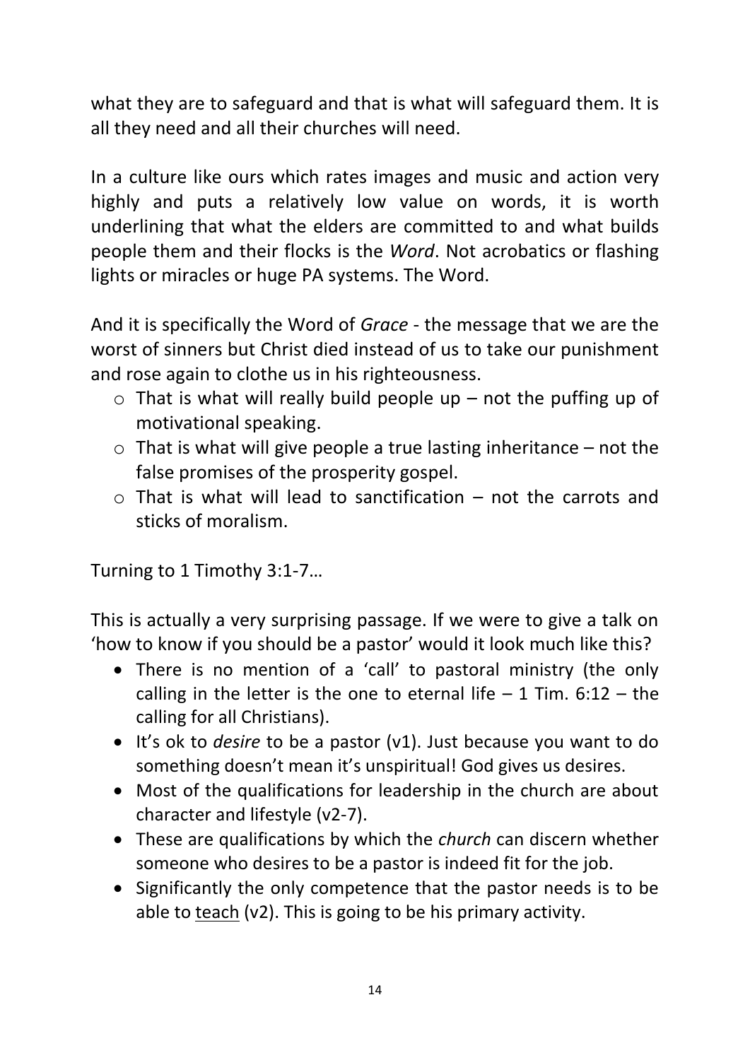what they are to safeguard and that is what will safeguard them. It is all they need and all their churches will need.

In a culture like ours which rates images and music and action very highly and puts a relatively low value on words, it is worth underlining that what the elders are committed to and what builds people them and their flocks is the *Word*. Not acrobatics or flashing lights or miracles or huge PA systems. The Word.

And it is specifically the Word of *Grace* - the message that we are the worst of sinners but Christ died instead of us to take our punishment and rose again to clothe us in his righteousness.

- That is what will really build people up – not the puffing up of motivational speaking.
- That is what will give people a true lasting inheritance – not the false promises of the prosperity gospel.
- That is what will lead to sanctification – not the carrots and sticks of moralism.

Turning to 1 Timothy 3:1-7…

This is actually a very surprising passage. If we were to give a talk on 'how to know if you should be a pastor' would it look much like this?

- There is no mention of a 'call' to pastoral ministry (the only calling in the letter is the one to eternal life – 1 Tim. 6:12 – the calling for all Christians).
- It's ok to *desire* to be a pastor (v1). Just because you want to do something doesn't mean it's unspiritual! God gives us desires.
- Most of the qualifications for leadership in the church are about character and lifestyle (v2-7).
- These are qualifications by which the *church* can discern whether someone who desires to be a pastor is indeed fit for the job.
- Significantly the only competence that the pastor needs is to be able to <u>teach</u> (v2). This is going to be his primary activity.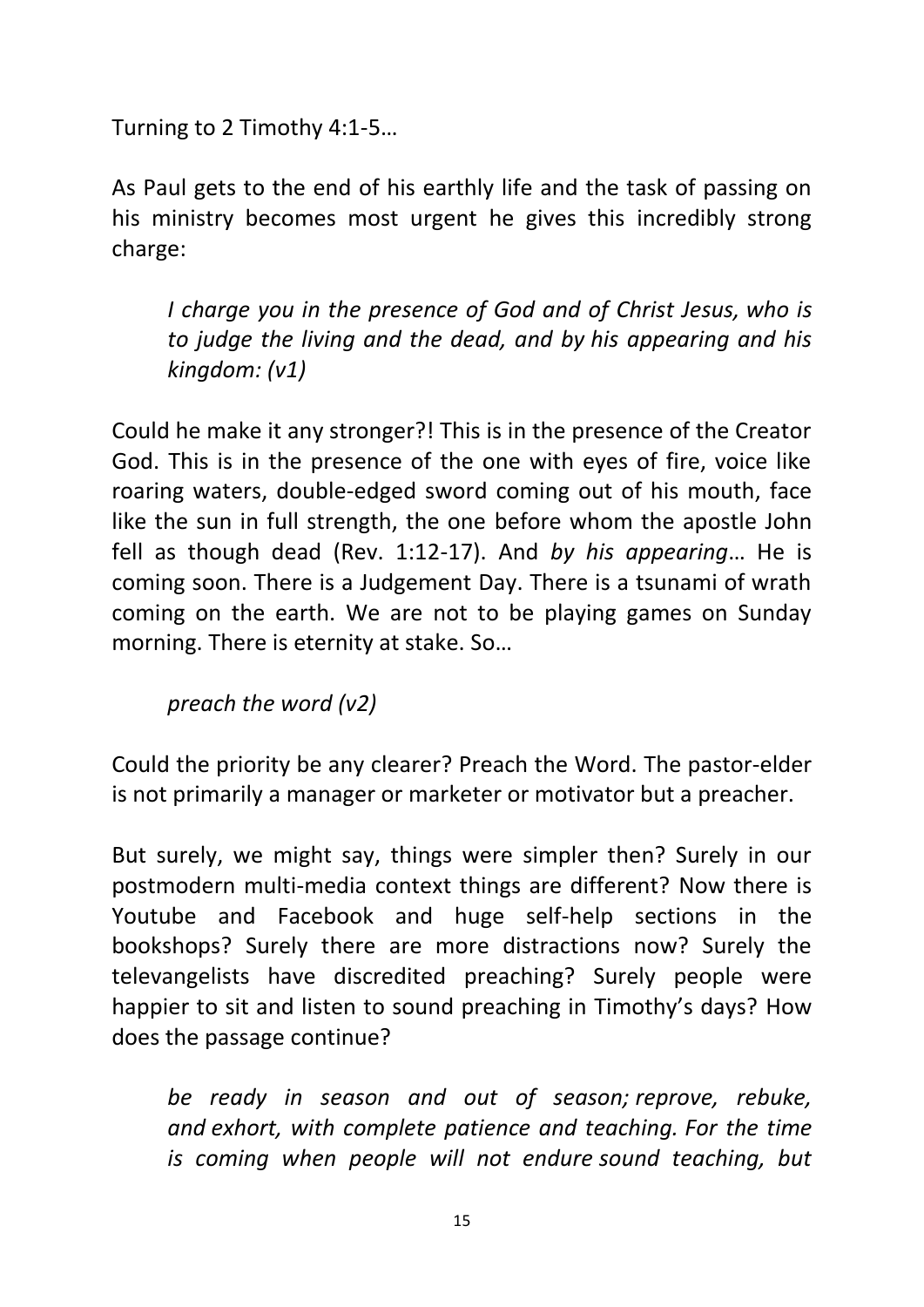Turning to 2 Timothy 4:1-5…

As Paul gets to the end of his earthly life and the task of passing on his ministry becomes most urgent he gives this incredibly strong charge:

> *I charge you in the presence of God and of Christ Jesus, who is to judge the living and the dead, and by his appearing and his kingdom: (v1)*

Could he make it any stronger?! This is in the presence of the Creator God. This is in the presence of the one with eyes of fire, voice like roaring waters, double-edged sword coming out of his mouth, face like the sun in full strength, the one before whom the apostle John fell as though dead (Rev. 1:12-17). And *by his appearing*… He is coming soon. There is a Judgement Day. There is a tsunami of wrath coming on the earth. We are not to be playing games on Sunday morning. There is eternity at stake. So…

> *preach the word (v2)*

Could the priority be any clearer? Preach the Word. The pastor-elder is not primarily a manager or marketer or motivator but a preacher.

But surely, we might say, things were simpler then? Surely in our postmodern multi-media context things are different? Now there is Youtube and Facebook and huge self-help sections in the bookshops? Surely there are more distractions now? Surely the televangelists have discredited preaching? Surely people were happier to sit and listen to sound preaching in Timothy's days? How does the passage continue?

> *be ready in season and out of season; reprove, rebuke, and exhort, with complete patience and teaching. For the time is coming when people will not endure sound teaching, but*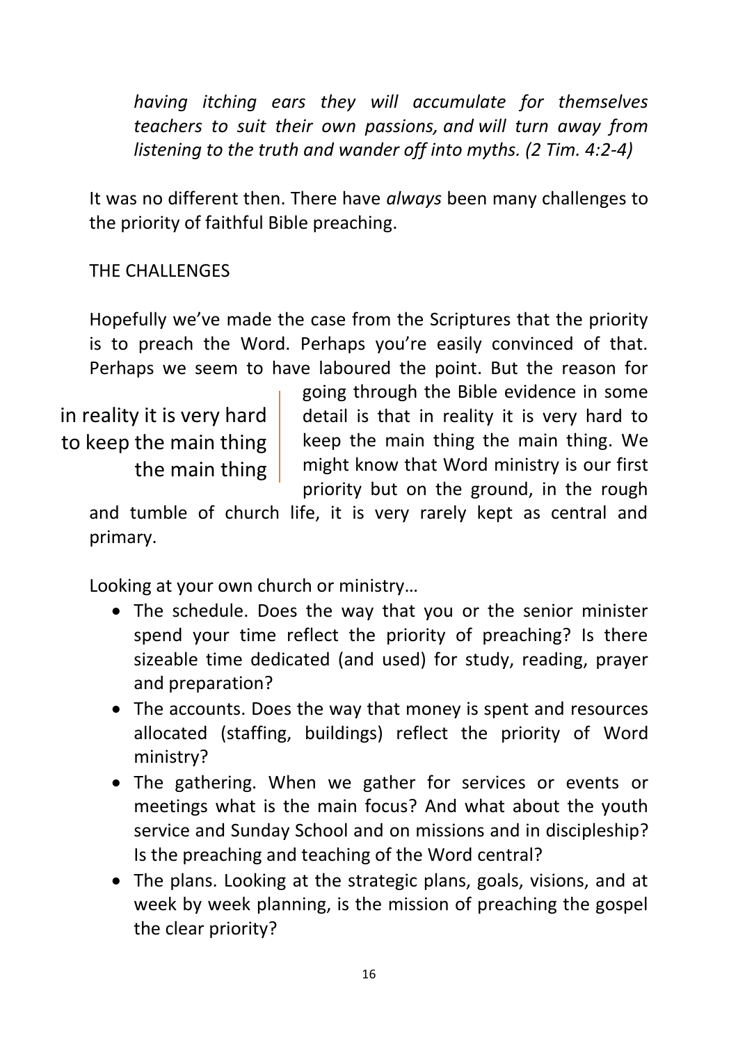*having itching ears they will accumulate for themselves teachers to suit their own passions, and will turn away from listening to the truth and wander off into myths. (2 Tim. 4:2-4)*

It was no different then. There have *always* been many challenges to the priority of faithful Bible preaching.

THE CHALLENGES

Hopefully we've made the case from the Scriptures that the priority is to preach the Word. Perhaps you're easily convinced of that. Perhaps we seem to have laboured the point. But the reason for going through the Bible evidence in some detail is that in reality it is very hard to keep the main thing the main thing. We might know that Word ministry is our first priority but on the ground, in the rough and tumble of church life, it is very rarely kept as central and primary.

> in reality it is very hard to keep the main thing the main thing

Looking at your own church or ministry…

- The schedule. Does the way that you or the senior minister spend your time reflect the priority of preaching? Is there sizeable time dedicated (and used) for study, reading, prayer and preparation?
- The accounts. Does the way that money is spent and resources allocated (staffing, buildings) reflect the priority of Word ministry?
- The gathering. When we gather for services or events or meetings what is the main focus? And what about the youth service and Sunday School and on missions and in discipleship? Is the preaching and teaching of the Word central?
- The plans. Looking at the strategic plans, goals, visions, and at week by week planning, is the mission of preaching the gospel the clear priority?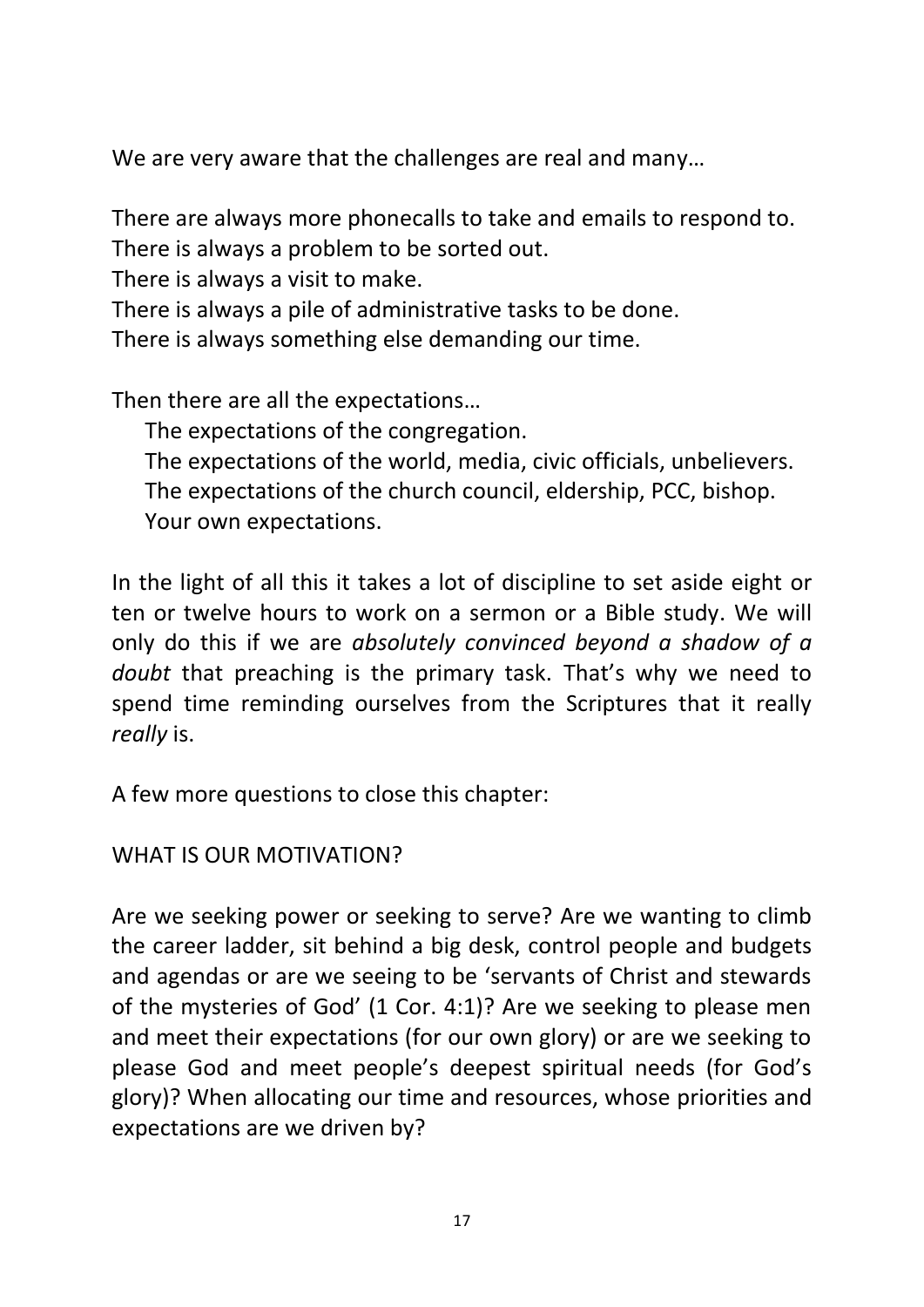We are very aware that the challenges are real and many…

There are always more phonecalls to take and emails to respond to.
There is always a problem to be sorted out.
There is always a visit to make.
There is always a pile of administrative tasks to be done.
There is always something else demanding our time.

Then there are all the expectations…

The expectations of the congregation.
The expectations of the world, media, civic officials, unbelievers.
The expectations of the church council, eldership, PCC, bishop.
Your own expectations.

In the light of all this it takes a lot of discipline to set aside eight or ten or twelve hours to work on a sermon or a Bible study. We will only do this if we are *absolutely convinced beyond a shadow of a doubt* that preaching is the primary task. That's why we need to spend time reminding ourselves from the Scriptures that it really *really* is.

A few more questions to close this chapter:

WHAT IS OUR MOTIVATION?

Are we seeking power or seeking to serve? Are we wanting to climb the career ladder, sit behind a big desk, control people and budgets and agendas or are we seeing to be 'servants of Christ and stewards of the mysteries of God' (1 Cor. 4:1)? Are we seeking to please men and meet their expectations (for our own glory) or are we seeking to please God and meet people's deepest spiritual needs (for God's glory)? When allocating our time and resources, whose priorities and expectations are we driven by?